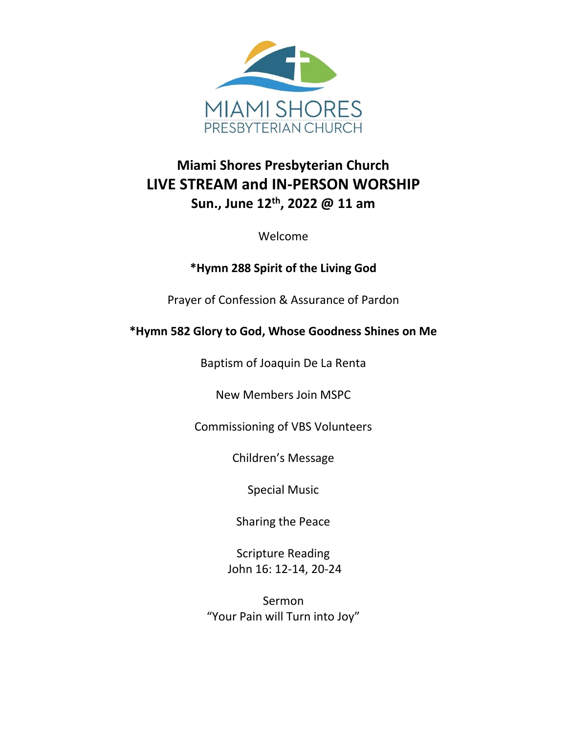MIAMI SHORES
PRESBYTERIAN CHURCH

# Miami Shores Presbyterian Church
# LIVE STREAM and IN-PERSON WORSHIP
## Sun., June 12th, 2022 @ 11 am

Welcome

**\*Hymn 288 Spirit of the Living God**

Prayer of Confession & Assurance of Pardon

**\*Hymn 582 Glory to God, Whose Goodness Shines on Me**

Baptism of Joaquin De La Renta

New Members Join MSPC

Commissioning of VBS Volunteers

Children's Message

Special Music

Sharing the Peace

Scripture Reading
John 16: 12-14, 20-24

Sermon
"Your Pain will Turn into Joy"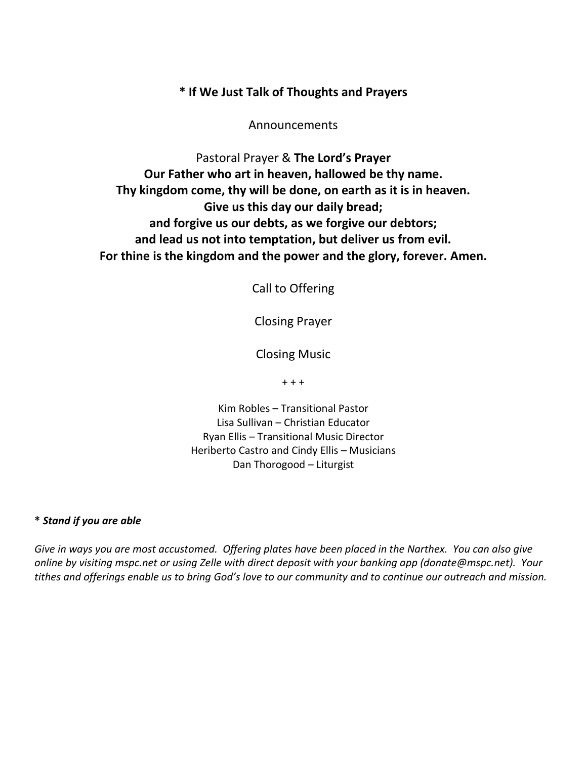**\* If We Just Talk of Thoughts and Prayers**

Announcements

Pastoral Prayer & **The Lord's Prayer**

**Our Father who art in heaven, hallowed be thy name.**
**Thy kingdom come, thy will be done, on earth as it is in heaven.**
**Give us this day our daily bread;**
**and forgive us our debts, as we forgive our debtors;**
**and lead us not into temptation, but deliver us from evil.**
**For thine is the kingdom and the power and the glory, forever. Amen.**

Call to Offering

Closing Prayer

Closing Music

\+ + +

Kim Robles – Transitional Pastor
Lisa Sullivan – Christian Educator
Ryan Ellis – Transitional Music Director
Heriberto Castro and Cindy Ellis – Musicians
Dan Thorogood – Liturgist

**\*** ***Stand if you are able***

*Give in ways you are most accustomed. Offering plates have been placed in the Narthex. You can also give online by visiting mspc.net or using Zelle with direct deposit with your banking app (donate@mspc.net). Your tithes and offerings enable us to bring God's love to our community and to continue our outreach and mission.*